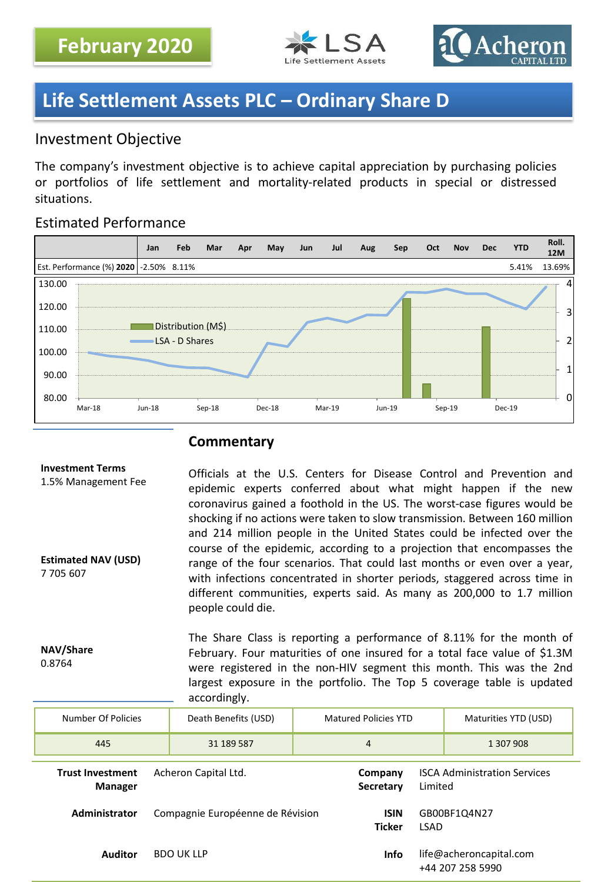February 2020

LSA Life Settlement Assets

Acheron CAPITAL LTD

# Life Settlement Assets PLC – Ordinary Share D

## Investment Objective

The company's investment objective is to achieve capital appreciation by purchasing policies or portfolios of life settlement and mortality-related products in special or distressed situations.

## Estimated Performance

| | Jan | Feb | Mar | Apr | May | Jun | Jul | Aug | Sep | Oct | Nov | Dec | YTD | Roll. 12M |
|---|---|---|---|---|---|---|---|---|---|---|---|---|---|---|
| Est. Performance (%) **2020** | -2.50% | 8.11% | | | | | | | | | | | 5.41% | 13.69% |

## Commentary

**Investment Terms**
1.5% Management Fee

**Estimated NAV (USD)**
7 705 607

**NAV/Share**
0.8764

Officials at the U.S. Centers for Disease Control and Prevention and epidemic experts conferred about what might happen if the new coronavirus gained a foothold in the US. The worst-case figures would be shocking if no actions were taken to slow transmission. Between 160 million and 214 million people in the United States could be infected over the course of the epidemic, according to a projection that encompasses the range of the four scenarios. That could last months or even over a year, with infections concentrated in shorter periods, staggered across time in different communities, experts said. As many as 200,000 to 1.7 million people could die.

The Share Class is reporting a performance of 8.11% for the month of February. Four maturities of one insured for a total face value of $1.3M were registered in the non-HIV segment this month. This was the 2nd largest exposure in the portfolio. The Top 5 coverage table is updated accordingly.

| Number Of Policies | Death Benefits (USD) | Matured Policies YTD | Maturities YTD (USD) |
|---|---|---|---|
| 445 | 31 189 587 | 4 | 1 307 908 |

| | | | |
|---|---|---|---|
| **Trust Investment Manager** | Acheron Capital Ltd. | **Company Secretary** | ISCA Administration Services Limited |
| **Administrator** | Compagnie Européenne de Révision | **ISIN Ticker** | GB00BF1Q4N27 LSAD |
| **Auditor** | BDO UK LLP | **Info** | life@acheroncapital.com +44 207 258 5990 |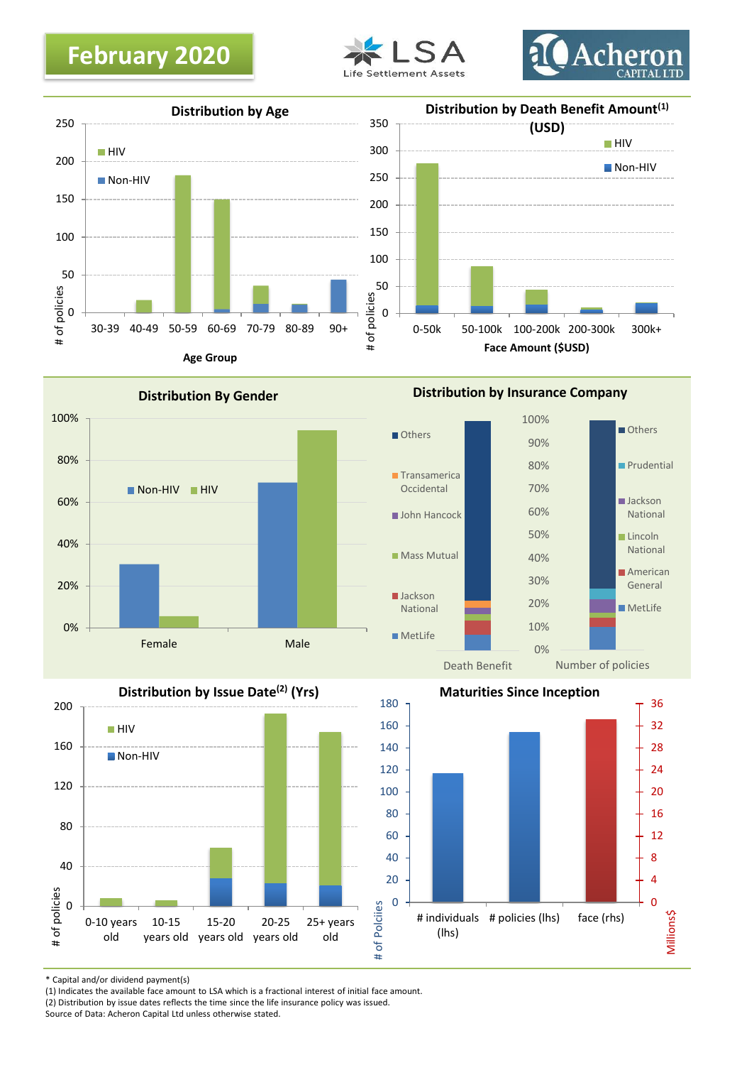# February 2020

LSA Life Settlement Assets

Acheron CAPITAL LTD

## Distribution by Age

HIV / Non-HIV

\# of policies (0–250)

Age Group: 30-39, 40-49, 50-59, 60-69, 70-79, 80-89, 90+

## Distribution by Death Benefit Amount[1] (USD)

HIV / Non-HIV

\# of policies (0–350)

Face Amount ($USD): 0-50k, 50-100k, 100-200k, 200-300k, 300k+

## Distribution By Gender

Non-HIV / HIV

0%–100%

Female, Male

## Distribution by Insurance Company

Death Benefit: Others, Transamerica Occidental, John Hancock, Mass Mutual, Jackson National, MetLife

Number of policies: Others, Prudential, Jackson National, Lincoln National, American General, MetLife

0%–100%

## Distribution by Issue Date[2] (Yrs)

HIV / Non-HIV

\# of policies (0–200)

0-10 years old, 10-15 years old, 15-20 years old, 20-25 years old, 25+ years old

## Maturities Since Inception

\# of Policies (0–180) / Millions$ (0–36)

\# individuals (lhs), # policies (lhs), face (rhs)

---

\* Capital and/or dividend payment(s)

(1) Indicates the available face amount to LSA which is a fractional interest of initial face amount.

(2) Distribution by issue dates reflects the time since the life insurance policy was issued.

Source of Data: Acheron Capital Ltd unless otherwise stated.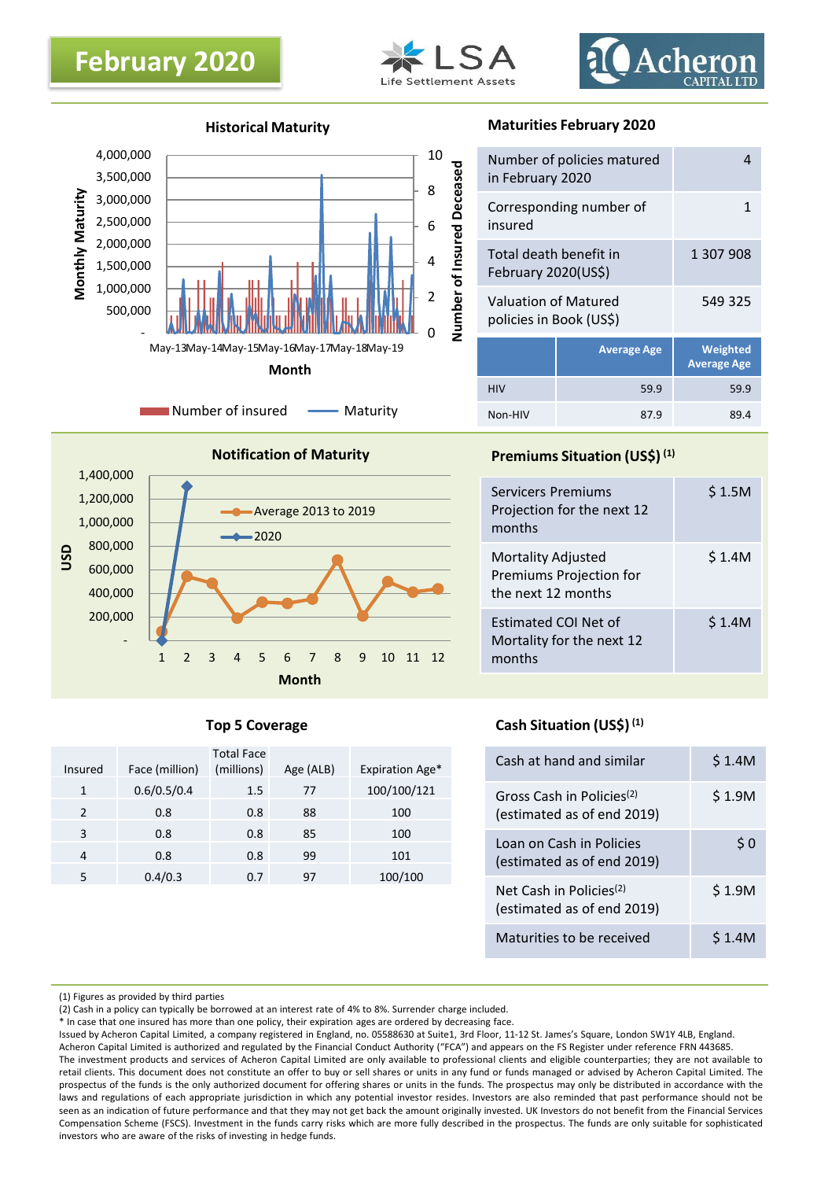# February 2020

LSA Life Settlement Assets

Acheron CAPITAL LTD

## Historical Maturity

Monthly Maturity

4,000,000
3,500,000
3,000,000
2,500,000
2,000,000
1,500,000
1,000,000
500,000
-

Number of Insured Deceased

10
8
6
4
2
0

May-13 May-14 May-15 May-16 May-17 May-18 May-19

Month

Number of insured — Maturity

## Maturities February 2020

| | |
|---|---|
| Number of policies matured in February 2020 | 4 |
| Corresponding number of insured | 1 |
| Total death benefit in February 2020(US$) | 1 307 908 |
| Valuation of Matured policies in Book (US$) | 549 325 |

| | Average Age | Weighted Average Age |
|---|---|---|
| HIV | 59.9 | 59.9 |
| Non-HIV | 87.9 | 89.4 |

## Notification of Maturity

USD

1,400,000
1,200,000
1,000,000
800,000
600,000
400,000
200,000
-

1 2 3 4 5 6 7 8 9 10 11 12

Month

Average 2013 to 2019
2020

## Premiums Situation (US$) (1)

| | |
|---|---|
| Servicers Premiums Projection for the next 12 months | $ 1.5M |
| Mortality Adjusted Premiums Projection for the next 12 months | $ 1.4M |
| Estimated COI Net of Mortality for the next 12 months | $ 1.4M |

## Top 5 Coverage

| Insured | Face (million) | Total Face (millions) | Age (ALB) | Expiration Age* |
|---|---|---|---|---|
| 1 | 0.6/0.5/0.4 | 1.5 | 77 | 100/100/121 |
| 2 | 0.8 | 0.8 | 88 | 100 |
| 3 | 0.8 | 0.8 | 85 | 100 |
| 4 | 0.8 | 0.8 | 99 | 101 |
| 5 | 0.4/0.3 | 0.7 | 97 | 100/100 |

## Cash Situation (US$) (1)

| | |
|---|---|
| Cash at hand and similar | $ 1.4M |
| Gross Cash in Policies(2) (estimated as of end 2019) | $ 1.9M |
| Loan on Cash in Policies (estimated as of end 2019) | $ 0 |
| Net Cash in Policies(2) (estimated as of end 2019) | $ 1.9M |
| Maturities to be received | $ 1.4M |

(1) Figures as provided by third parties
(2) Cash in a policy can typically be borrowed at an interest rate of 4% to 8%. Surrender charge included.
* In case that one insured has more than one policy, their expiration ages are ordered by decreasing face.
Issued by Acheron Capital Limited, a company registered in England, no. 05588630 at Suite1, 3rd Floor, 11-12 St. James's Square, London SW1Y 4LB, England. Acheron Capital Limited is authorized and regulated by the Financial Conduct Authority ("FCA") and appears on the FS Register under reference FRN 443685.
The investment products and services of Acheron Capital Limited are only available to professional clients and eligible counterparties; they are not available to retail clients. This document does not constitute an offer to buy or sell shares or units in any fund or funds managed or advised by Acheron Capital Limited. The prospectus of the funds is the only authorized document for offering shares or units in the funds. The prospectus may only be distributed in accordance with the laws and regulations of each appropriate jurisdiction in which any potential investor resides. Investors are also reminded that past performance should not be seen as an indication of future performance and that they may not get back the amount originally invested. UK Investors do not benefit from the Financial Services Compensation Scheme (FSCS). Investment in the funds carry risks which are more fully described in the prospectus. The funds are only suitable for sophisticated investors who are aware of the risks of investing in hedge funds.